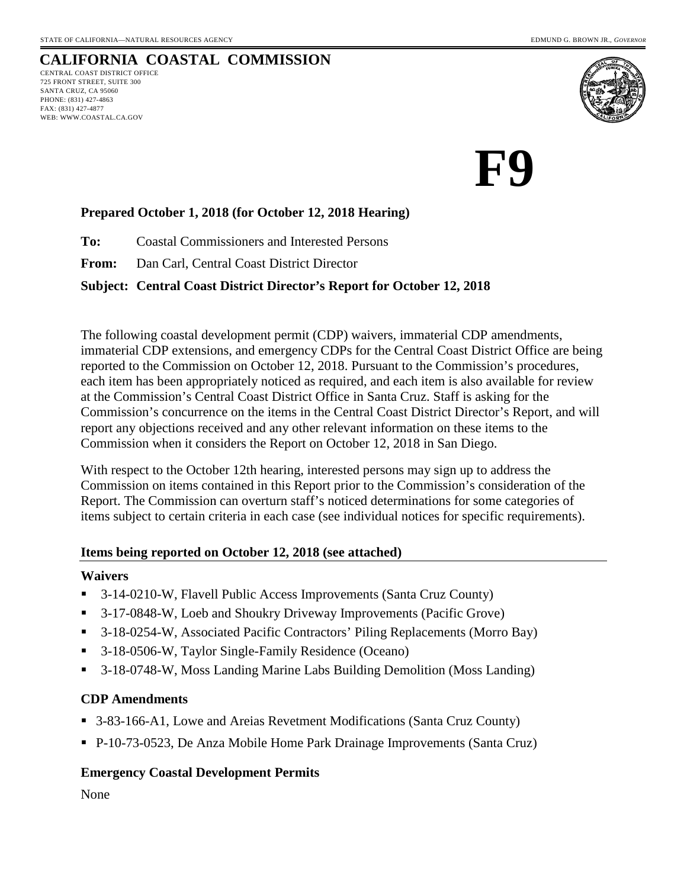STATE OF CALIFORNIA—NATURAL RESOURCES AGENCY

EDMUND G. BROWN JR., *GOVERNOR*

# CALIFORNIA COASTAL COMMISSION

CENTRAL COAST DISTRICT OFFICE
725 FRONT STREET, SUITE 300
SANTA CRUZ, CA 95060
PHONE: (831) 427-4863
FAX: (831) 427-4877
WEB: WWW.COASTAL.CA.GOV

# F9

**Prepared October 1, 2018 (for October 12, 2018 Hearing)**

**To:** Coastal Commissioners and Interested Persons

**From:** Dan Carl, Central Coast District Director

**Subject: Central Coast District Director's Report for October 12, 2018**

The following coastal development permit (CDP) waivers, immaterial CDP amendments, immaterial CDP extensions, and emergency CDPs for the Central Coast District Office are being reported to the Commission on October 12, 2018. Pursuant to the Commission's procedures, each item has been appropriately noticed as required, and each item is also available for review at the Commission's Central Coast District Office in Santa Cruz. Staff is asking for the Commission's concurrence on the items in the Central Coast District Director's Report, and will report any objections received and any other relevant information on these items to the Commission when it considers the Report on October 12, 2018 in San Diego.

With respect to the October 12th hearing, interested persons may sign up to address the Commission on items contained in this Report prior to the Commission's consideration of the Report. The Commission can overturn staff's noticed determinations for some categories of items subject to certain criteria in each case (see individual notices for specific requirements).

## Items being reported on October 12, 2018 (see attached)

### Waivers

- 3-14-0210-W, Flavell Public Access Improvements (Santa Cruz County)
- 3-17-0848-W, Loeb and Shoukry Driveway Improvements (Pacific Grove)
- 3-18-0254-W, Associated Pacific Contractors' Piling Replacements (Morro Bay)
- 3-18-0506-W, Taylor Single-Family Residence (Oceano)
- 3-18-0748-W, Moss Landing Marine Labs Building Demolition (Moss Landing)

### CDP Amendments

- 3-83-166-A1, Lowe and Areias Revetment Modifications (Santa Cruz County)
- P-10-73-0523, De Anza Mobile Home Park Drainage Improvements (Santa Cruz)

### Emergency Coastal Development Permits

None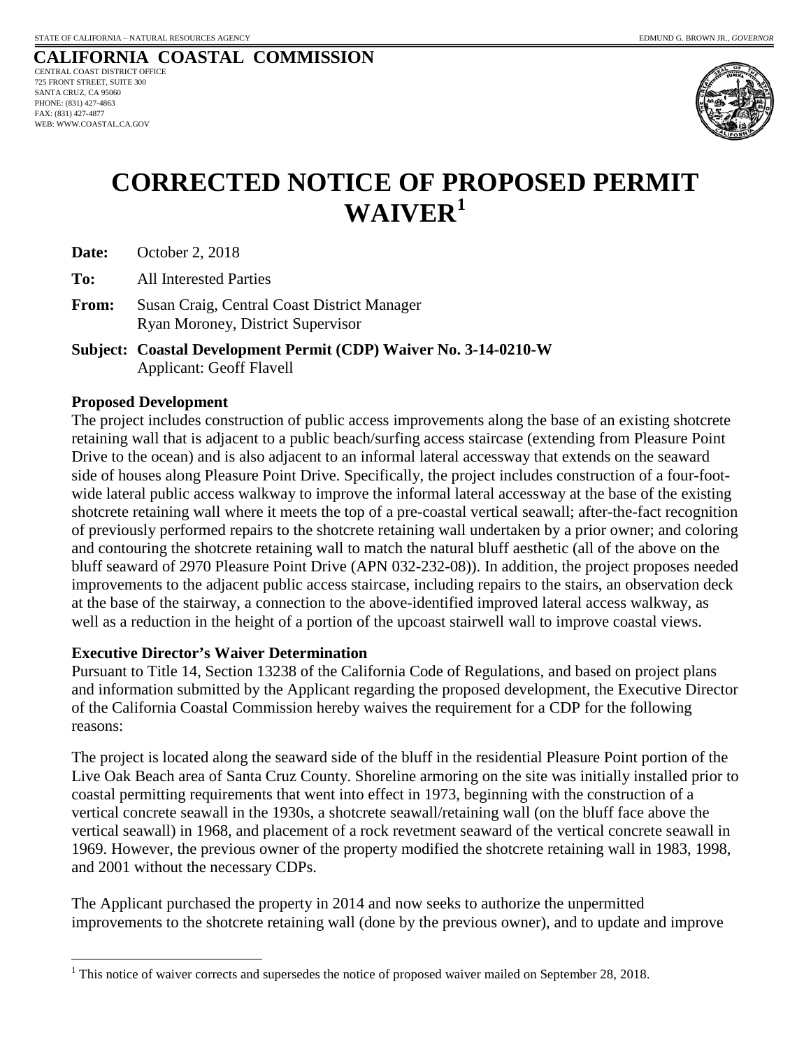STATE OF CALIFORNIA – NATURAL RESOURCES AGENCY EDMUND G. BROWN JR., *GOVERNOR*

**CALIFORNIA COASTAL COMMISSION**
CENTRAL COAST DISTRICT OFFICE
725 FRONT STREET, SUITE 300
SANTA CRUZ, CA 95060
PHONE: (831) 427-4863
FAX: (831) 427-4877
WEB: WWW.COASTAL.CA.GOV

# CORRECTED NOTICE OF PROPOSED PERMIT WAIVER[1]

**Date:** October 2, 2018

**To:** All Interested Parties

**From:** Susan Craig, Central Coast District Manager
Ryan Moroney, District Supervisor

**Subject: Coastal Development Permit (CDP) Waiver No. 3-14-0210-W**
Applicant: Geoff Flavell

### Proposed Development

The project includes construction of public access improvements along the base of an existing shotcrete retaining wall that is adjacent to a public beach/surfing access staircase (extending from Pleasure Point Drive to the ocean) and is also adjacent to an informal lateral accessway that extends on the seaward side of houses along Pleasure Point Drive. Specifically, the project includes construction of a four-foot-wide lateral public access walkway to improve the informal lateral accessway at the base of the existing shotcrete retaining wall where it meets the top of a pre-coastal vertical seawall; after-the-fact recognition of previously performed repairs to the shotcrete retaining wall undertaken by a prior owner; and coloring and contouring the shotcrete retaining wall to match the natural bluff aesthetic (all of the above on the bluff seaward of 2970 Pleasure Point Drive (APN 032-232-08)). In addition, the project proposes needed improvements to the adjacent public access staircase, including repairs to the stairs, an observation deck at the base of the stairway, a connection to the above-identified improved lateral access walkway, as well as a reduction in the height of a portion of the upcoast stairwell wall to improve coastal views.

### Executive Director's Waiver Determination

Pursuant to Title 14, Section 13238 of the California Code of Regulations, and based on project plans and information submitted by the Applicant regarding the proposed development, the Executive Director of the California Coastal Commission hereby waives the requirement for a CDP for the following reasons:

The project is located along the seaward side of the bluff in the residential Pleasure Point portion of the Live Oak Beach area of Santa Cruz County. Shoreline armoring on the site was initially installed prior to coastal permitting requirements that went into effect in 1973, beginning with the construction of a vertical concrete seawall in the 1930s, a shotcrete seawall/retaining wall (on the bluff face above the vertical seawall) in 1968, and placement of a rock revetment seaward of the vertical concrete seawall in 1969. However, the previous owner of the property modified the shotcrete retaining wall in 1983, 1998, and 2001 without the necessary CDPs.

The Applicant purchased the property in 2014 and now seeks to authorize the unpermitted improvements to the shotcrete retaining wall (done by the previous owner), and to update and improve

[1] This notice of waiver corrects and supersedes the notice of proposed waiver mailed on September 28, 2018.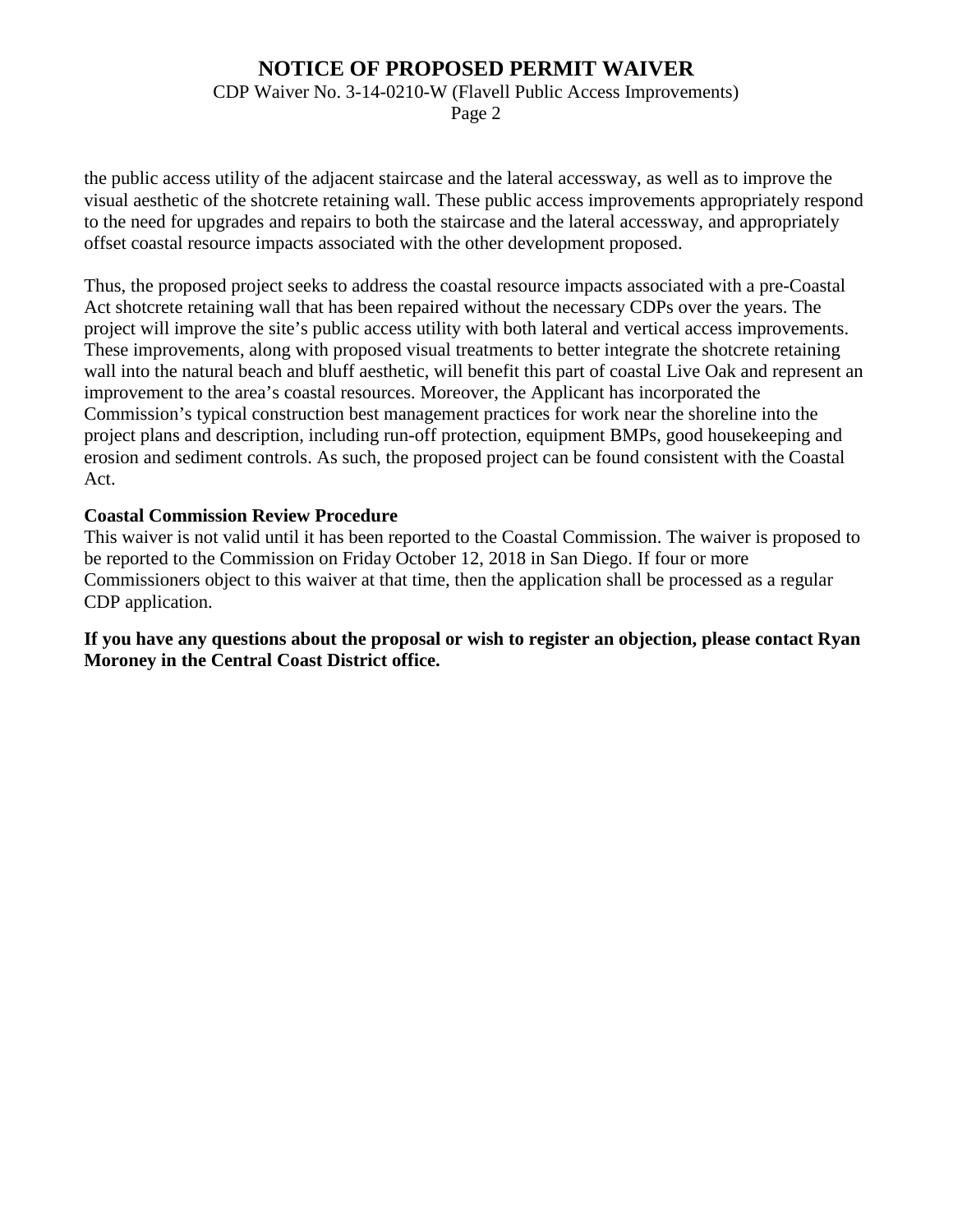the public access utility of the adjacent staircase and the lateral accessway, as well as to improve the visual aesthetic of the shotcrete retaining wall. These public access improvements appropriately respond to the need for upgrades and repairs to both the staircase and the lateral accessway, and appropriately offset coastal resource impacts associated with the other development proposed.

Thus, the proposed project seeks to address the coastal resource impacts associated with a pre-Coastal Act shotcrete retaining wall that has been repaired without the necessary CDPs over the years. The project will improve the site's public access utility with both lateral and vertical access improvements. These improvements, along with proposed visual treatments to better integrate the shotcrete retaining wall into the natural beach and bluff aesthetic, will benefit this part of coastal Live Oak and represent an improvement to the area's coastal resources. Moreover, the Applicant has incorporated the Commission's typical construction best management practices for work near the shoreline into the project plans and description, including run-off protection, equipment BMPs, good housekeeping and erosion and sediment controls. As such, the proposed project can be found consistent with the Coastal Act.

**Coastal Commission Review Procedure**

This waiver is not valid until it has been reported to the Coastal Commission. The waiver is proposed to be reported to the Commission on Friday October 12, 2018 in San Diego. If four or more Commissioners object to this waiver at that time, then the application shall be processed as a regular CDP application.

**If you have any questions about the proposal or wish to register an objection, please contact Ryan Moroney in the Central Coast District office.**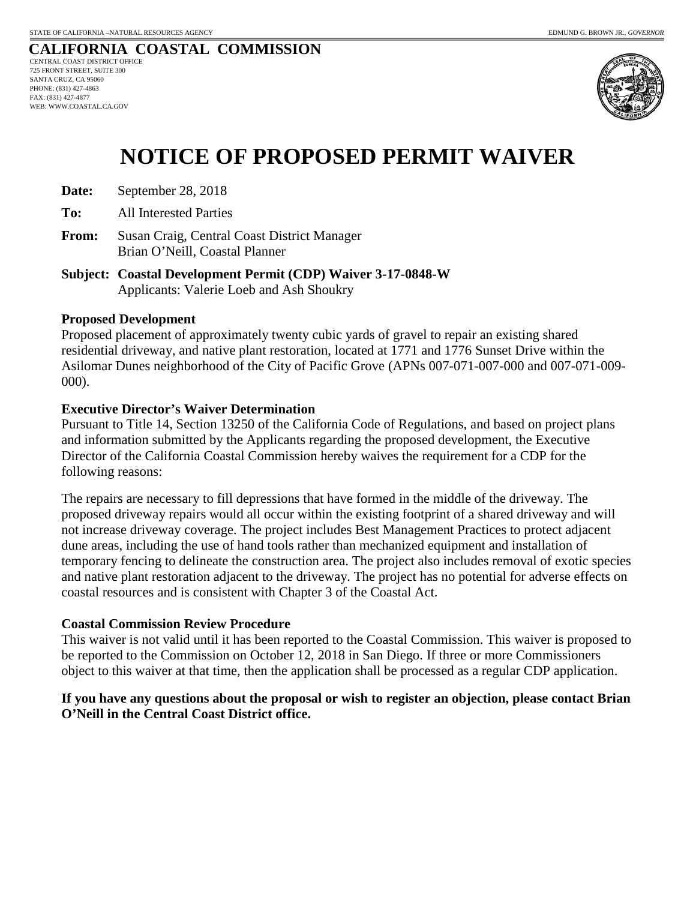STATE OF CALIFORNIA –NATURAL RESOURCES AGENCY EDMUND G. BROWN JR., *GOVERNOR*

**CALIFORNIA COASTAL COMMISSION**
CENTRAL COAST DISTRICT OFFICE
725 FRONT STREET, SUITE 300
SANTA CRUZ, CA 95060
PHONE: (831) 427-4863
FAX: (831) 427-4877
WEB: WWW.COASTAL.CA.GOV

# NOTICE OF PROPOSED PERMIT WAIVER

**Date:** September 28, 2018

**To:** All Interested Parties

**From:** Susan Craig, Central Coast District Manager
Brian O'Neill, Coastal Planner

**Subject: Coastal Development Permit (CDP) Waiver 3-17-0848-W**
Applicants: Valerie Loeb and Ash Shoukry

**Proposed Development**
Proposed placement of approximately twenty cubic yards of gravel to repair an existing shared residential driveway, and native plant restoration, located at 1771 and 1776 Sunset Drive within the Asilomar Dunes neighborhood of the City of Pacific Grove (APNs 007-071-007-000 and 007-071-009-000).

**Executive Director's Waiver Determination**
Pursuant to Title 14, Section 13250 of the California Code of Regulations, and based on project plans and information submitted by the Applicants regarding the proposed development, the Executive Director of the California Coastal Commission hereby waives the requirement for a CDP for the following reasons:

The repairs are necessary to fill depressions that have formed in the middle of the driveway. The proposed driveway repairs would all occur within the existing footprint of a shared driveway and will not increase driveway coverage. The project includes Best Management Practices to protect adjacent dune areas, including the use of hand tools rather than mechanized equipment and installation of temporary fencing to delineate the construction area. The project also includes removal of exotic species and native plant restoration adjacent to the driveway. The project has no potential for adverse effects on coastal resources and is consistent with Chapter 3 of the Coastal Act.

**Coastal Commission Review Procedure**
This waiver is not valid until it has been reported to the Coastal Commission. This waiver is proposed to be reported to the Commission on October 12, 2018 in San Diego. If three or more Commissioners object to this waiver at that time, then the application shall be processed as a regular CDP application.

**If you have any questions about the proposal or wish to register an objection, please contact Brian O'Neill in the Central Coast District office.**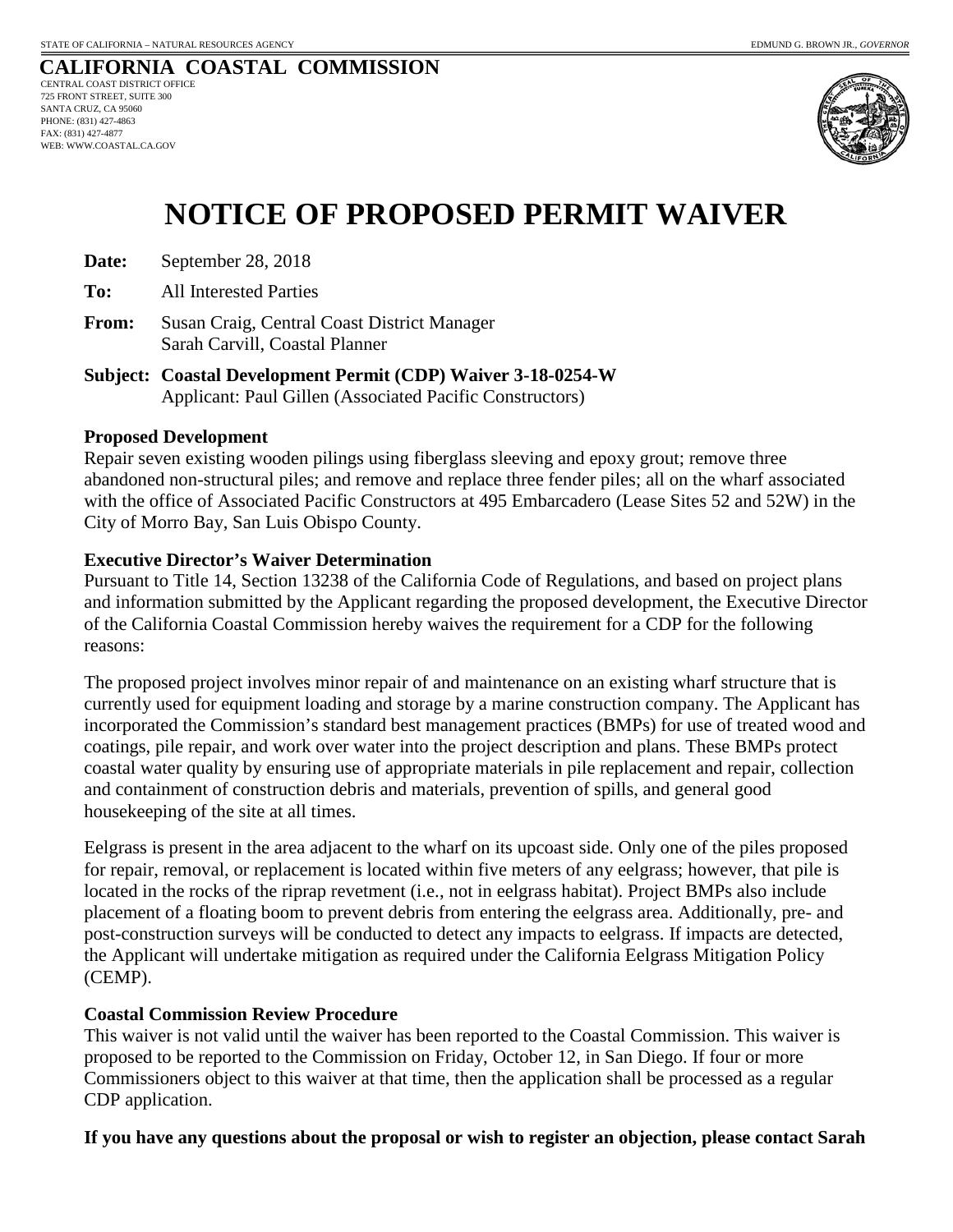STATE OF CALIFORNIA – NATURAL RESOURCES AGENCY

EDMUND G. BROWN JR., *GOVERNOR*

**CALIFORNIA COASTAL COMMISSION**

CENTRAL COAST DISTRICT OFFICE
725 FRONT STREET, SUITE 300
SANTA CRUZ, CA 95060
PHONE: (831) 427-4863
FAX: (831) 427-4877
WEB: WWW.COASTAL.CA.GOV

# NOTICE OF PROPOSED PERMIT WAIVER

**Date:** September 28, 2018

**To:** All Interested Parties

**From:** Susan Craig, Central Coast District Manager
Sarah Carvill, Coastal Planner

**Subject: Coastal Development Permit (CDP) Waiver 3-18-0254-W**
Applicant: Paul Gillen (Associated Pacific Constructors)

**Proposed Development**

Repair seven existing wooden pilings using fiberglass sleeving and epoxy grout; remove three abandoned non-structural piles; and remove and replace three fender piles; all on the wharf associated with the office of Associated Pacific Constructors at 495 Embarcadero (Lease Sites 52 and 52W) in the City of Morro Bay, San Luis Obispo County.

**Executive Director's Waiver Determination**

Pursuant to Title 14, Section 13238 of the California Code of Regulations, and based on project plans and information submitted by the Applicant regarding the proposed development, the Executive Director of the California Coastal Commission hereby waives the requirement for a CDP for the following reasons:

The proposed project involves minor repair of and maintenance on an existing wharf structure that is currently used for equipment loading and storage by a marine construction company. The Applicant has incorporated the Commission's standard best management practices (BMPs) for use of treated wood and coatings, pile repair, and work over water into the project description and plans. These BMPs protect coastal water quality by ensuring use of appropriate materials in pile replacement and repair, collection and containment of construction debris and materials, prevention of spills, and general good housekeeping of the site at all times.

Eelgrass is present in the area adjacent to the wharf on its upcoast side. Only one of the piles proposed for repair, removal, or replacement is located within five meters of any eelgrass; however, that pile is located in the rocks of the riprap revetment (i.e., not in eelgrass habitat). Project BMPs also include placement of a floating boom to prevent debris from entering the eelgrass area. Additionally, pre- and post-construction surveys will be conducted to detect any impacts to eelgrass. If impacts are detected, the Applicant will undertake mitigation as required under the California Eelgrass Mitigation Policy (CEMP).

**Coastal Commission Review Procedure**

This waiver is not valid until the waiver has been reported to the Coastal Commission. This waiver is proposed to be reported to the Commission on Friday, October 12, in San Diego. If four or more Commissioners object to this waiver at that time, then the application shall be processed as a regular CDP application.

**If you have any questions about the proposal or wish to register an objection, please contact Sarah**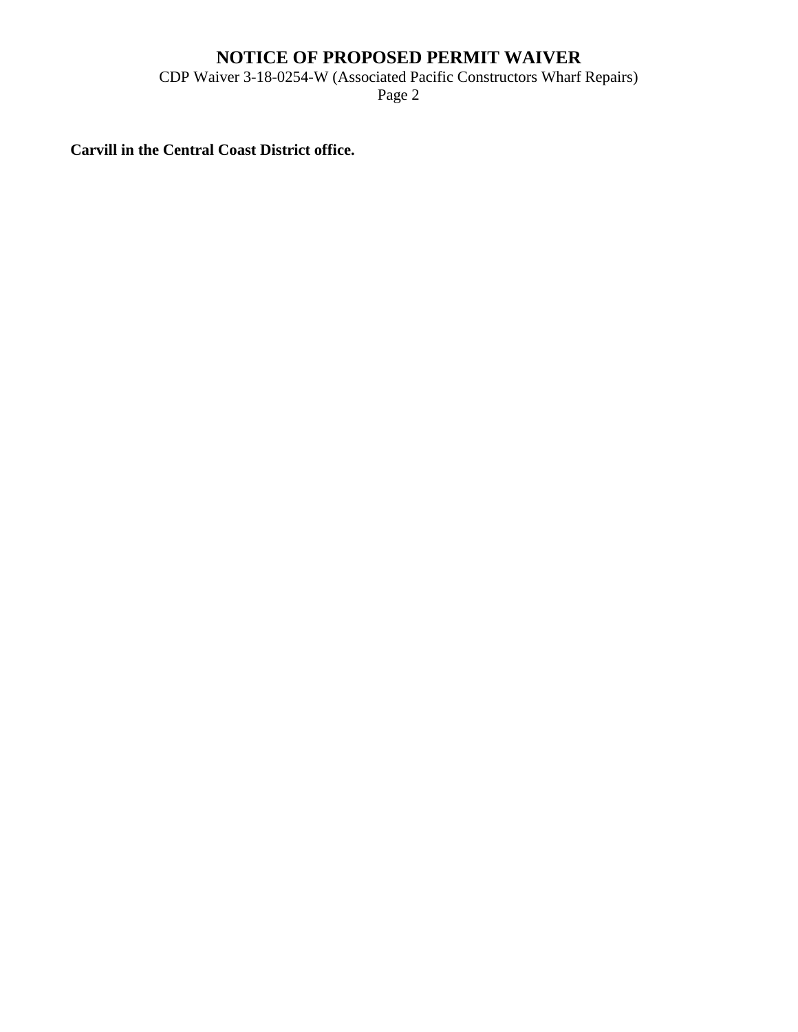**Carvill in the Central Coast District office.**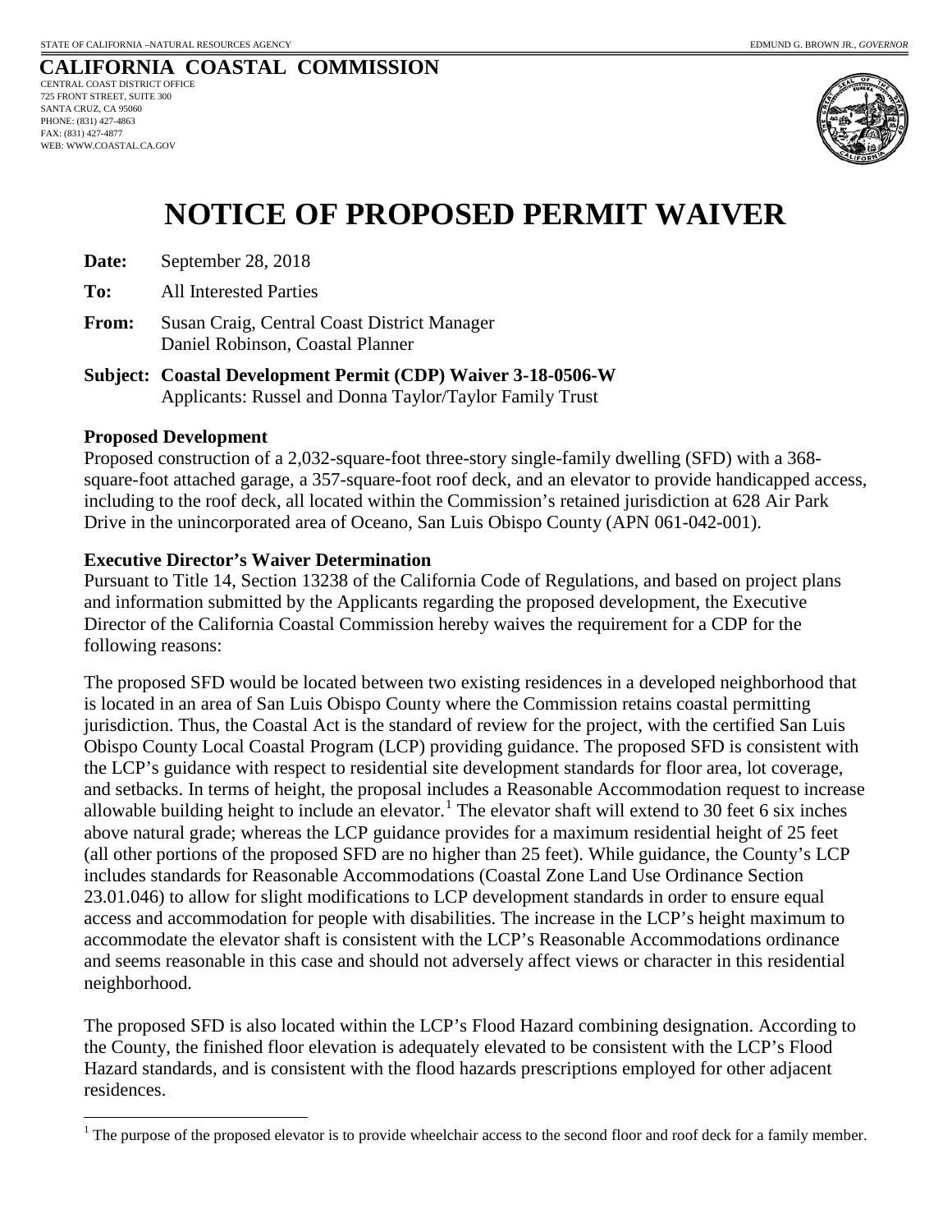STATE OF CALIFORNIA –NATURAL RESOURCES AGENCY

EDMUND G. BROWN JR., *GOVERNOR*

**CALIFORNIA COASTAL COMMISSION**
CENTRAL COAST DISTRICT OFFICE
725 FRONT STREET, SUITE 300
SANTA CRUZ, CA 95060
PHONE: (831) 427-4863
FAX: (831) 427-4877
WEB: WWW.COASTAL.CA.GOV

# NOTICE OF PROPOSED PERMIT WAIVER

**Date:** September 28, 2018

**To:** All Interested Parties

**From:** Susan Craig, Central Coast District Manager
Daniel Robinson, Coastal Planner

**Subject: Coastal Development Permit (CDP) Waiver 3-18-0506-W**
Applicants: Russel and Donna Taylor/Taylor Family Trust

**Proposed Development**

Proposed construction of a 2,032-square-foot three-story single-family dwelling (SFD) with a 368-square-foot attached garage, a 357-square-foot roof deck, and an elevator to provide handicapped access, including to the roof deck, all located within the Commission's retained jurisdiction at 628 Air Park Drive in the unincorporated area of Oceano, San Luis Obispo County (APN 061-042-001).

**Executive Director's Waiver Determination**

Pursuant to Title 14, Section 13238 of the California Code of Regulations, and based on project plans and information submitted by the Applicants regarding the proposed development, the Executive Director of the California Coastal Commission hereby waives the requirement for a CDP for the following reasons:

The proposed SFD would be located between two existing residences in a developed neighborhood that is located in an area of San Luis Obispo County where the Commission retains coastal permitting jurisdiction. Thus, the Coastal Act is the standard of review for the project, with the certified San Luis Obispo County Local Coastal Program (LCP) providing guidance. The proposed SFD is consistent with the LCP's guidance with respect to residential site development standards for floor area, lot coverage, and setbacks. In terms of height, the proposal includes a Reasonable Accommodation request to increase allowable building height to include an elevator.[1] The elevator shaft will extend to 30 feet 6 six inches above natural grade; whereas the LCP guidance provides for a maximum residential height of 25 feet (all other portions of the proposed SFD are no higher than 25 feet). While guidance, the County's LCP includes standards for Reasonable Accommodations (Coastal Zone Land Use Ordinance Section 23.01.046) to allow for slight modifications to LCP development standards in order to ensure equal access and accommodation for people with disabilities. The increase in the LCP's height maximum to accommodate the elevator shaft is consistent with the LCP's Reasonable Accommodations ordinance and seems reasonable in this case and should not adversely affect views or character in this residential neighborhood.

The proposed SFD is also located within the LCP's Flood Hazard combining designation. According to the County, the finished floor elevation is adequately elevated to be consistent with the LCP's Flood Hazard standards, and is consistent with the flood hazards prescriptions employed for other adjacent residences.

[1] The purpose of the proposed elevator is to provide wheelchair access to the second floor and roof deck for a family member.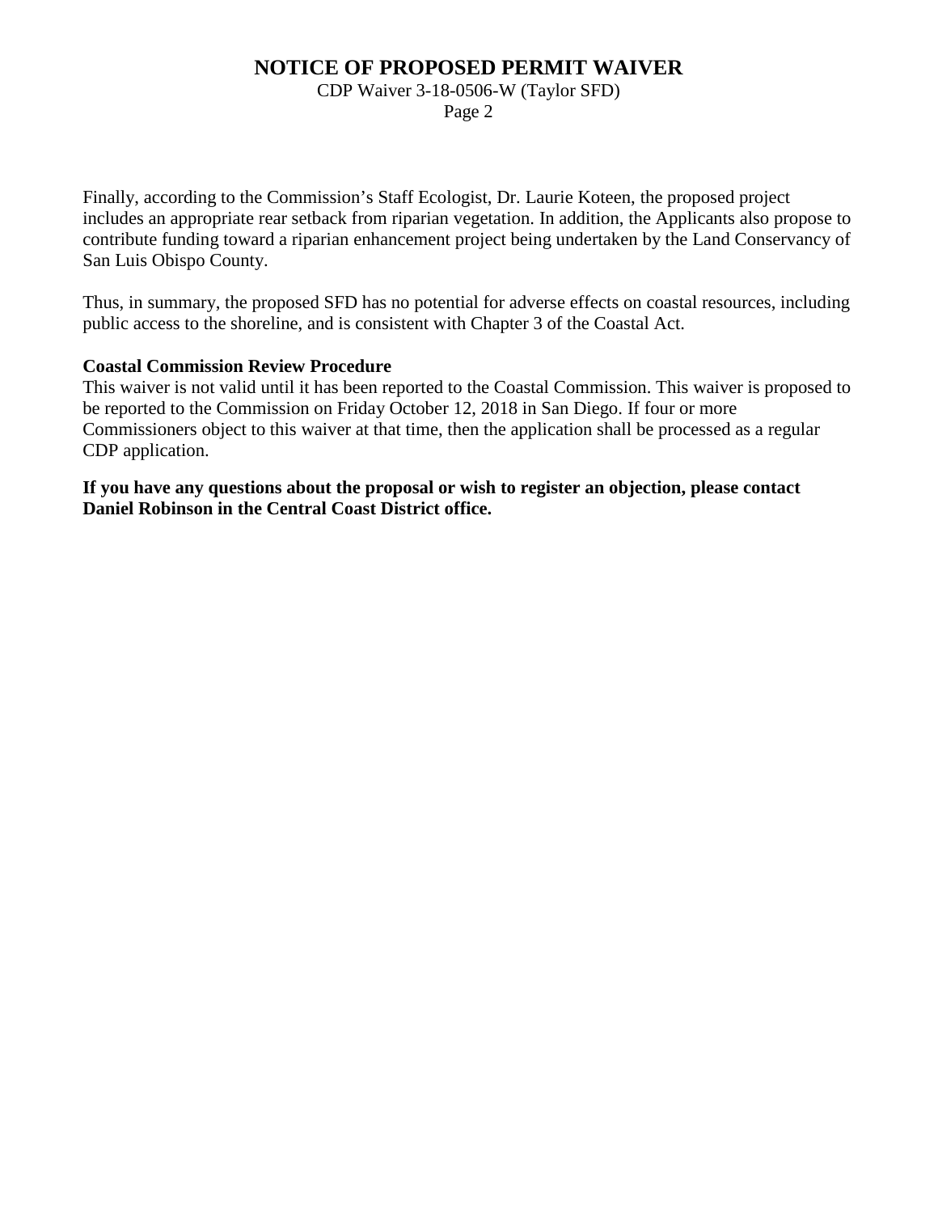Finally, according to the Commission's Staff Ecologist, Dr. Laurie Koteen, the proposed project includes an appropriate rear setback from riparian vegetation. In addition, the Applicants also propose to contribute funding toward a riparian enhancement project being undertaken by the Land Conservancy of San Luis Obispo County.

Thus, in summary, the proposed SFD has no potential for adverse effects on coastal resources, including public access to the shoreline, and is consistent with Chapter 3 of the Coastal Act.

**Coastal Commission Review Procedure**

This waiver is not valid until it has been reported to the Coastal Commission. This waiver is proposed to be reported to the Commission on Friday October 12, 2018 in San Diego. If four or more Commissioners object to this waiver at that time, then the application shall be processed as a regular CDP application.

**If you have any questions about the proposal or wish to register an objection, please contact Daniel Robinson in the Central Coast District office.**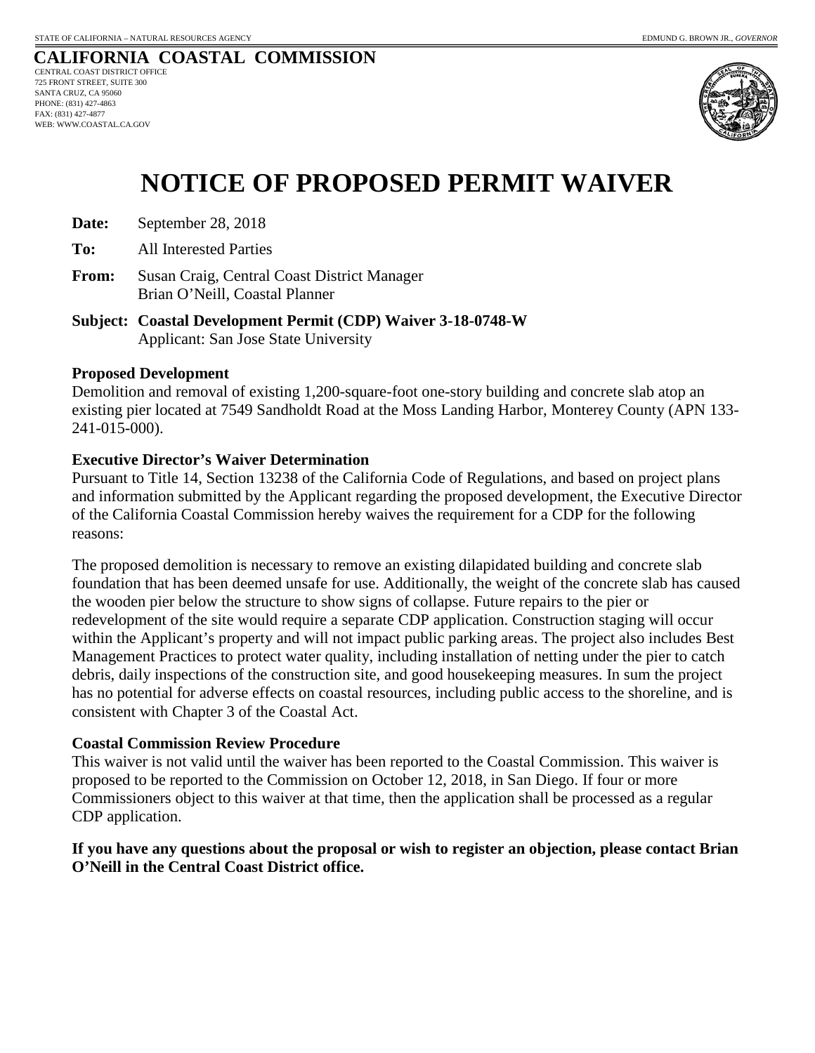STATE OF CALIFORNIA – NATURAL RESOURCES AGENCY EDMUND G. BROWN JR., *GOVERNOR*

**CALIFORNIA COASTAL COMMISSION**
CENTRAL COAST DISTRICT OFFICE
725 FRONT STREET, SUITE 300
SANTA CRUZ, CA 95060
PHONE: (831) 427-4863
FAX: (831) 427-4877
WEB: WWW.COASTAL.CA.GOV

# NOTICE OF PROPOSED PERMIT WAIVER

**Date:** September 28, 2018

**To:** All Interested Parties

**From:** Susan Craig, Central Coast District Manager
Brian O'Neill, Coastal Planner

**Subject: Coastal Development Permit (CDP) Waiver 3-18-0748-W**
Applicant: San Jose State University

**Proposed Development**

Demolition and removal of existing 1,200-square-foot one-story building and concrete slab atop an existing pier located at 7549 Sandholdt Road at the Moss Landing Harbor, Monterey County (APN 133-241-015-000).

**Executive Director's Waiver Determination**

Pursuant to Title 14, Section 13238 of the California Code of Regulations, and based on project plans and information submitted by the Applicant regarding the proposed development, the Executive Director of the California Coastal Commission hereby waives the requirement for a CDP for the following reasons:

The proposed demolition is necessary to remove an existing dilapidated building and concrete slab foundation that has been deemed unsafe for use. Additionally, the weight of the concrete slab has caused the wooden pier below the structure to show signs of collapse. Future repairs to the pier or redevelopment of the site would require a separate CDP application. Construction staging will occur within the Applicant's property and will not impact public parking areas. The project also includes Best Management Practices to protect water quality, including installation of netting under the pier to catch debris, daily inspections of the construction site, and good housekeeping measures. In sum the project has no potential for adverse effects on coastal resources, including public access to the shoreline, and is consistent with Chapter 3 of the Coastal Act.

**Coastal Commission Review Procedure**

This waiver is not valid until the waiver has been reported to the Coastal Commission. This waiver is proposed to be reported to the Commission on October 12, 2018, in San Diego. If four or more Commissioners object to this waiver at that time, then the application shall be processed as a regular CDP application.

**If you have any questions about the proposal or wish to register an objection, please contact Brian O'Neill in the Central Coast District office.**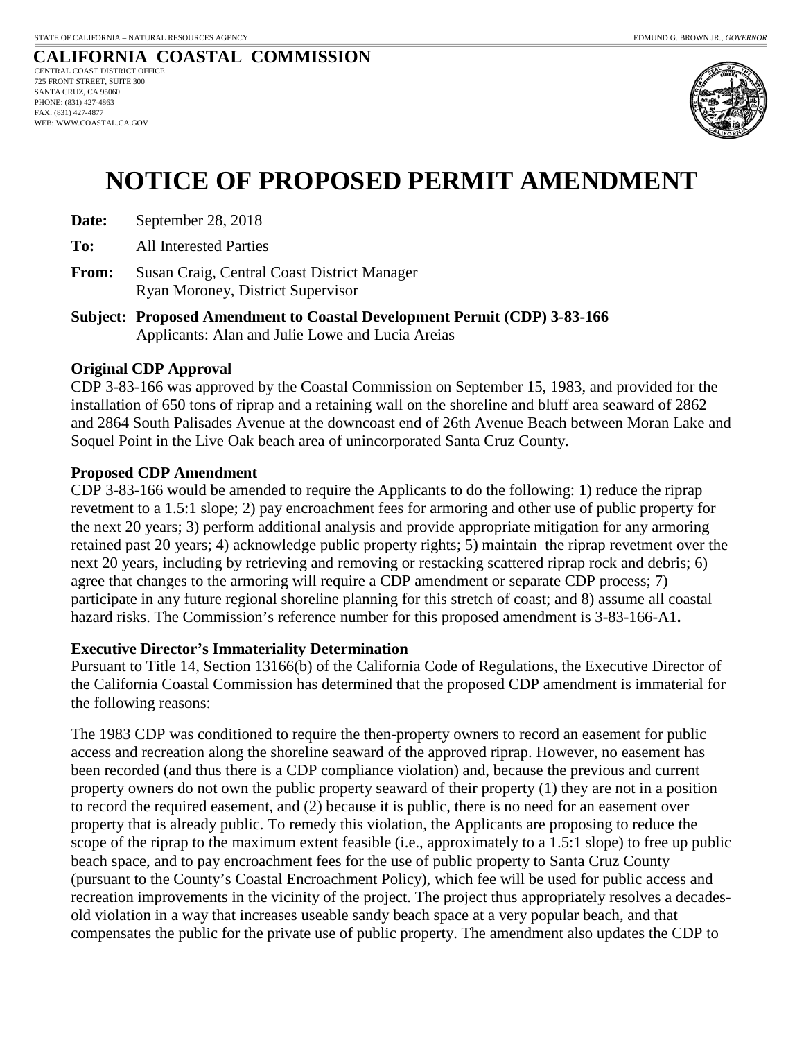STATE OF CALIFORNIA – NATURAL RESOURCES AGENCY EDMUND G. BROWN JR., *GOVERNOR*

## CALIFORNIA COASTAL COMMISSION

CENTRAL COAST DISTRICT OFFICE
725 FRONT STREET, SUITE 300
SANTA CRUZ, CA 95060
PHONE: (831) 427-4863
FAX: (831) 427-4877
WEB: WWW.COASTAL.CA.GOV

# NOTICE OF PROPOSED PERMIT AMENDMENT

**Date:** September 28, 2018

**To:** All Interested Parties

**From:** Susan Craig, Central Coast District Manager
Ryan Moroney, District Supervisor

**Subject: Proposed Amendment to Coastal Development Permit (CDP) 3-83-166**
Applicants: Alan and Julie Lowe and Lucia Areias

**Original CDP Approval**

CDP 3-83-166 was approved by the Coastal Commission on September 15, 1983, and provided for the installation of 650 tons of riprap and a retaining wall on the shoreline and bluff area seaward of 2862 and 2864 South Palisades Avenue at the downcoast end of 26th Avenue Beach between Moran Lake and Soquel Point in the Live Oak beach area of unincorporated Santa Cruz County.

**Proposed CDP Amendment**

CDP 3-83-166 would be amended to require the Applicants to do the following: 1) reduce the riprap revetment to a 1.5:1 slope; 2) pay encroachment fees for armoring and other use of public property for the next 20 years; 3) perform additional analysis and provide appropriate mitigation for any armoring retained past 20 years; 4) acknowledge public property rights; 5) maintain the riprap revetment over the next 20 years, including by retrieving and removing or restacking scattered riprap rock and debris; 6) agree that changes to the armoring will require a CDP amendment or separate CDP process; 7) participate in any future regional shoreline planning for this stretch of coast; and 8) assume all coastal hazard risks. The Commission's reference number for this proposed amendment is 3-83-166-A1**.**

**Executive Director's Immateriality Determination**

Pursuant to Title 14, Section 13166(b) of the California Code of Regulations, the Executive Director of the California Coastal Commission has determined that the proposed CDP amendment is immaterial for the following reasons:

The 1983 CDP was conditioned to require the then-property owners to record an easement for public access and recreation along the shoreline seaward of the approved riprap. However, no easement has been recorded (and thus there is a CDP compliance violation) and, because the previous and current property owners do not own the public property seaward of their property (1) they are not in a position to record the required easement, and (2) because it is public, there is no need for an easement over property that is already public. To remedy this violation, the Applicants are proposing to reduce the scope of the riprap to the maximum extent feasible (i.e., approximately to a 1.5:1 slope) to free up public beach space, and to pay encroachment fees for the use of public property to Santa Cruz County (pursuant to the County's Coastal Encroachment Policy), which fee will be used for public access and recreation improvements in the vicinity of the project. The project thus appropriately resolves a decades-old violation in a way that increases useable sandy beach space at a very popular beach, and that compensates the public for the private use of public property. The amendment also updates the CDP to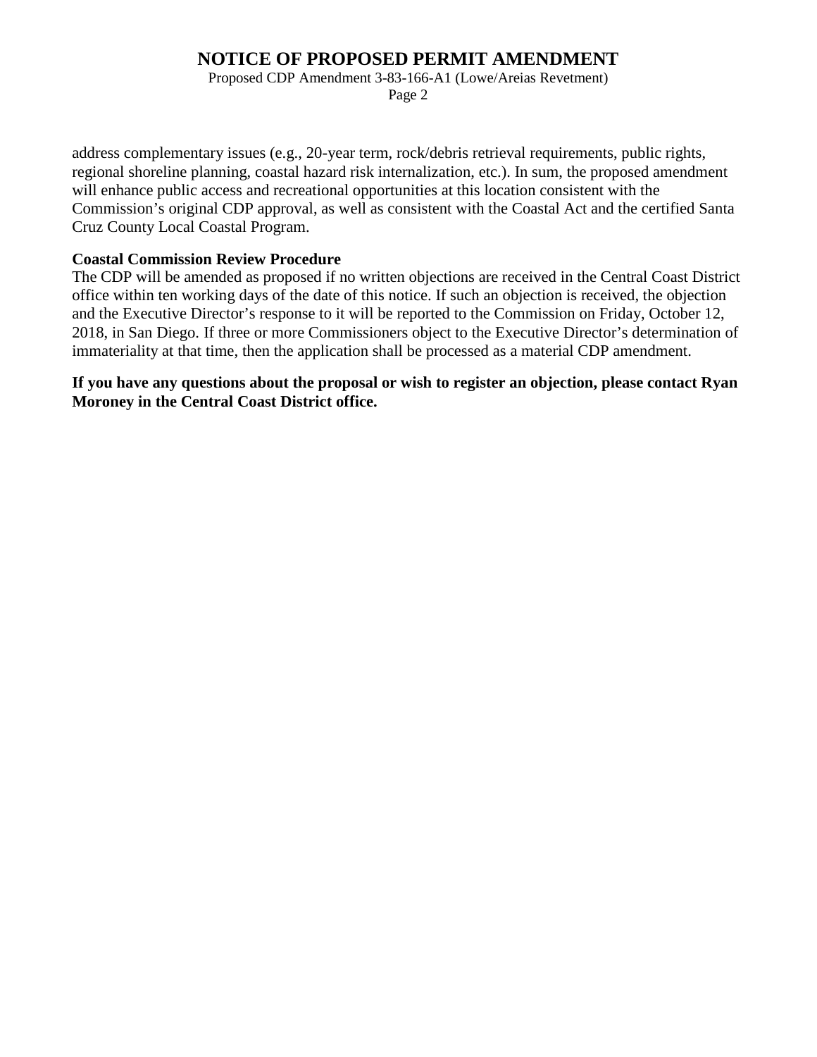address complementary issues (e.g., 20-year term, rock/debris retrieval requirements, public rights, regional shoreline planning, coastal hazard risk internalization, etc.). In sum, the proposed amendment will enhance public access and recreational opportunities at this location consistent with the Commission's original CDP approval, as well as consistent with the Coastal Act and the certified Santa Cruz County Local Coastal Program.

**Coastal Commission Review Procedure**

The CDP will be amended as proposed if no written objections are received in the Central Coast District office within ten working days of the date of this notice. If such an objection is received, the objection and the Executive Director's response to it will be reported to the Commission on Friday, October 12, 2018, in San Diego. If three or more Commissioners object to the Executive Director's determination of immateriality at that time, then the application shall be processed as a material CDP amendment.

**If you have any questions about the proposal or wish to register an objection, please contact Ryan Moroney in the Central Coast District office.**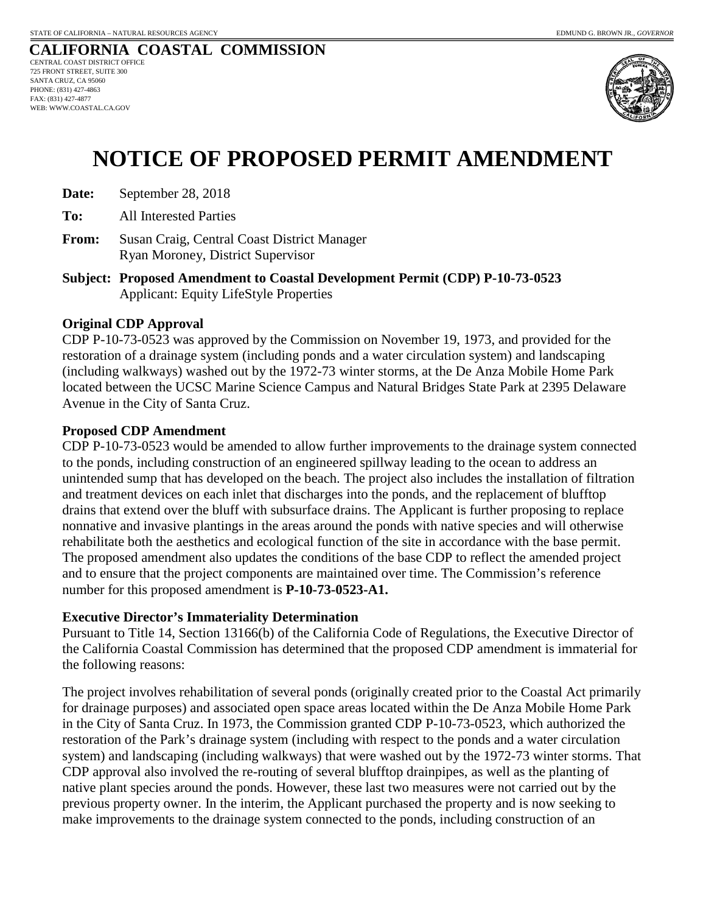STATE OF CALIFORNIA – NATURAL RESOURCES AGENCY EDMUND G. BROWN JR., *GOVERNOR*

**CALIFORNIA COASTAL COMMISSION**
CENTRAL COAST DISTRICT OFFICE
725 FRONT STREET, SUITE 300
SANTA CRUZ, CA 95060
PHONE: (831) 427-4863
FAX: (831) 427-4877
WEB: WWW.COASTAL.CA.GOV

# NOTICE OF PROPOSED PERMIT AMENDMENT

**Date:** September 28, 2018

**To:** All Interested Parties

**From:** Susan Craig, Central Coast District Manager
Ryan Moroney, District Supervisor

**Subject: Proposed Amendment to Coastal Development Permit (CDP) P-10-73-0523**
Applicant: Equity LifeStyle Properties

**Original CDP Approval**
CDP P-10-73-0523 was approved by the Commission on November 19, 1973, and provided for the restoration of a drainage system (including ponds and a water circulation system) and landscaping (including walkways) washed out by the 1972-73 winter storms, at the De Anza Mobile Home Park located between the UCSC Marine Science Campus and Natural Bridges State Park at 2395 Delaware Avenue in the City of Santa Cruz.

**Proposed CDP Amendment**
CDP P-10-73-0523 would be amended to allow further improvements to the drainage system connected to the ponds, including construction of an engineered spillway leading to the ocean to address an unintended sump that has developed on the beach. The project also includes the installation of filtration and treatment devices on each inlet that discharges into the ponds, and the replacement of blufftop drains that extend over the bluff with subsurface drains. The Applicant is further proposing to replace nonnative and invasive plantings in the areas around the ponds with native species and will otherwise rehabilitate both the aesthetics and ecological function of the site in accordance with the base permit. The proposed amendment also updates the conditions of the base CDP to reflect the amended project and to ensure that the project components are maintained over time. The Commission's reference number for this proposed amendment is **P-10-73-0523-A1.**

**Executive Director's Immateriality Determination**
Pursuant to Title 14, Section 13166(b) of the California Code of Regulations, the Executive Director of the California Coastal Commission has determined that the proposed CDP amendment is immaterial for the following reasons:

The project involves rehabilitation of several ponds (originally created prior to the Coastal Act primarily for drainage purposes) and associated open space areas located within the De Anza Mobile Home Park in the City of Santa Cruz. In 1973, the Commission granted CDP P-10-73-0523, which authorized the restoration of the Park's drainage system (including with respect to the ponds and a water circulation system) and landscaping (including walkways) that were washed out by the 1972-73 winter storms. That CDP approval also involved the re-routing of several blufftop drainpipes, as well as the planting of native plant species around the ponds. However, these last two measures were not carried out by the previous property owner. In the interim, the Applicant purchased the property and is now seeking to make improvements to the drainage system connected to the ponds, including construction of an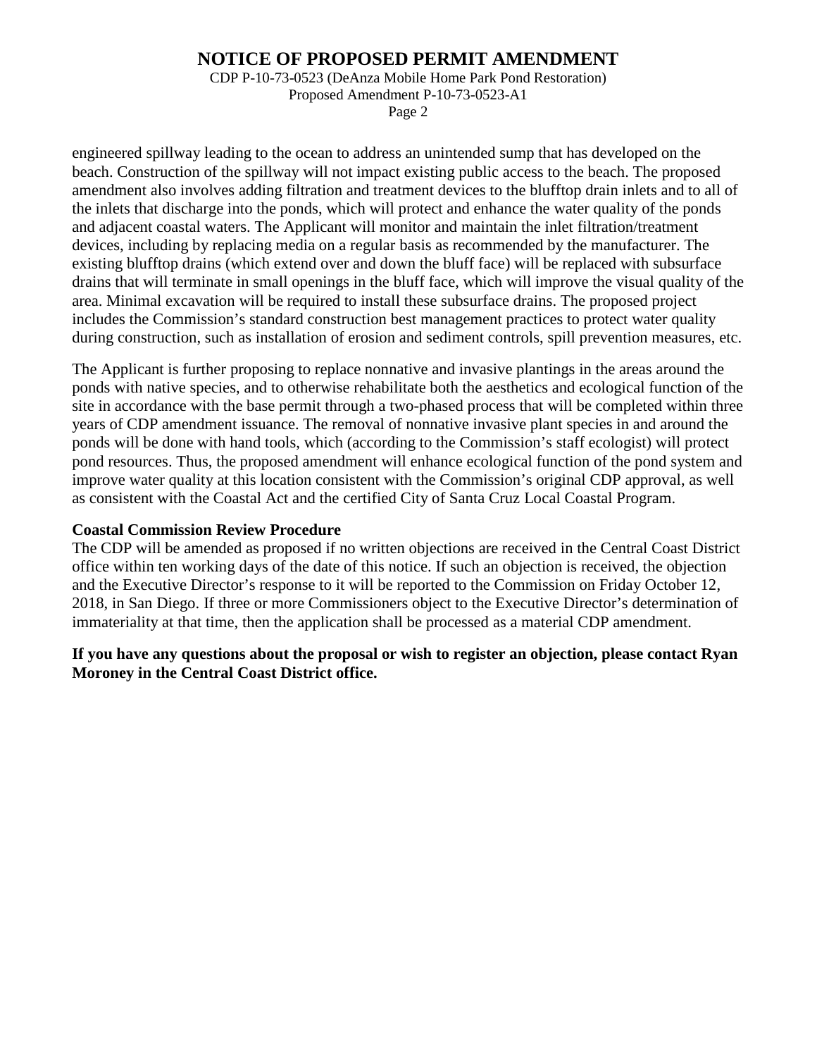engineered spillway leading to the ocean to address an unintended sump that has developed on the beach. Construction of the spillway will not impact existing public access to the beach. The proposed amendment also involves adding filtration and treatment devices to the blufftop drain inlets and to all of the inlets that discharge into the ponds, which will protect and enhance the water quality of the ponds and adjacent coastal waters. The Applicant will monitor and maintain the inlet filtration/treatment devices, including by replacing media on a regular basis as recommended by the manufacturer. The existing blufftop drains (which extend over and down the bluff face) will be replaced with subsurface drains that will terminate in small openings in the bluff face, which will improve the visual quality of the area. Minimal excavation will be required to install these subsurface drains. The proposed project includes the Commission's standard construction best management practices to protect water quality during construction, such as installation of erosion and sediment controls, spill prevention measures, etc.

The Applicant is further proposing to replace nonnative and invasive plantings in the areas around the ponds with native species, and to otherwise rehabilitate both the aesthetics and ecological function of the site in accordance with the base permit through a two-phased process that will be completed within three years of CDP amendment issuance. The removal of nonnative invasive plant species in and around the ponds will be done with hand tools, which (according to the Commission's staff ecologist) will protect pond resources. Thus, the proposed amendment will enhance ecological function of the pond system and improve water quality at this location consistent with the Commission's original CDP approval, as well as consistent with the Coastal Act and the certified City of Santa Cruz Local Coastal Program.

**Coastal Commission Review Procedure**

The CDP will be amended as proposed if no written objections are received in the Central Coast District office within ten working days of the date of this notice. If such an objection is received, the objection and the Executive Director's response to it will be reported to the Commission on Friday October 12, 2018, in San Diego. If three or more Commissioners object to the Executive Director's determination of immateriality at that time, then the application shall be processed as a material CDP amendment.

**If you have any questions about the proposal or wish to register an objection, please contact Ryan Moroney in the Central Coast District office.**